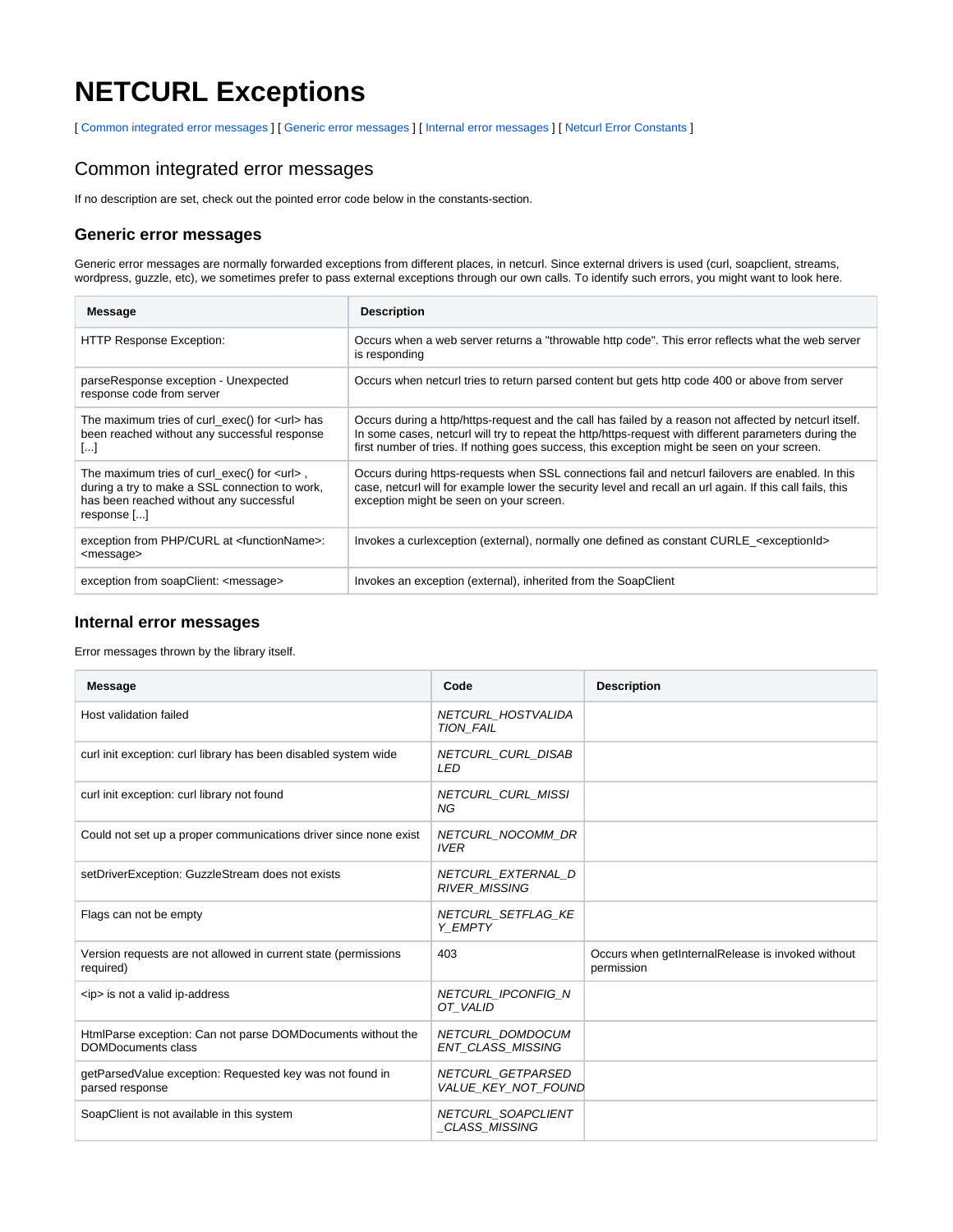# NETCURL Exceptions

[ Common integrated error messages ] [ Generic error messages ] [ Internal error messages ] [ Netcurl Error Constants ]

## Common integrated error messages

If no description are set, check out the pointed error code below in the constants-section.

### Generic error messages

Generic error messages are normally forwarded exceptions from different places, in netcurl. Since external drivers is used (curl, soapclient, streams, wordpress, guzzle, etc), we sometimes prefer to pass external exceptions through our own calls. To identify such errors, you might want to look here.

| Message | Description |
|---|---|
| HTTP Response Exception: | Occurs when a web server returns a "throwable http code". This error reflects what the web server is responding |
| parseResponse exception - Unexpected response code from server | Occurs when netcurl tries to return parsed content but gets http code 400 or above from server |
| The maximum tries of curl_exec() for <url> has been reached without any successful response [...] | Occurs during a http/https-request and the call has failed by a reason not affected by netcurl itself. In some cases, netcurl will try to repeat the http/https-request with different parameters during the first number of tries. If nothing goes success, this exception might be seen on your screen. |
| The maximum tries of curl_exec() for <url> , during a try to make a SSL connection to work, has been reached without any successful response [...] | Occurs during https-requests when SSL connections fail and netcurl failovers are enabled. In this case, netcurl will for example lower the security level and recall an url again. If this call fails, this exception might be seen on your screen. |
| exception from PHP/CURL at <functionName>: <message> | Invokes a curlexception (external), normally one defined as constant CURLE_<exceptionId> |
| exception from soapClient: <message> | Invokes an exception (external), inherited from the SoapClient |

### Internal error messages

Error messages thrown by the library itself.

| Message | Code | Description |
|---|---|---|
| Host validation failed | *NETCURL_HOSTVALIDATION_FAIL* | |
| curl init exception: curl library has been disabled system wide | *NETCURL_CURL_DISABLED* | |
| curl init exception: curl library not found | *NETCURL_CURL_MISSING* | |
| Could not set up a proper communications driver since none exist | *NETCURL_NOCOMM_DRIVER* | |
| setDriverException: GuzzleStream does not exists | *NETCURL_EXTERNAL_DRIVER_MISSING* | |
| Flags can not be empty | *NETCURL_SETFLAG_KEY_EMPTY* | |
| Version requests are not allowed in current state (permissions required) | 403 | Occurs when getInternalRelease is invoked without permission |
| <ip> is not a valid ip-address | *NETCURL_IPCONFIG_NOT_VALID* | |
| HtmlParse exception: Can not parse DOMDocuments without the DOMDocuments class | *NETCURL_DOMDOCUMENT_CLASS_MISSING* | |
| getParsedValue exception: Requested key was not found in parsed response | *NETCURL_GETPARSEDVALUE_KEY_NOT_FOUND* | |
| SoapClient is not available in this system | *NETCURL_SOAPCLIENT_CLASS_MISSING* | |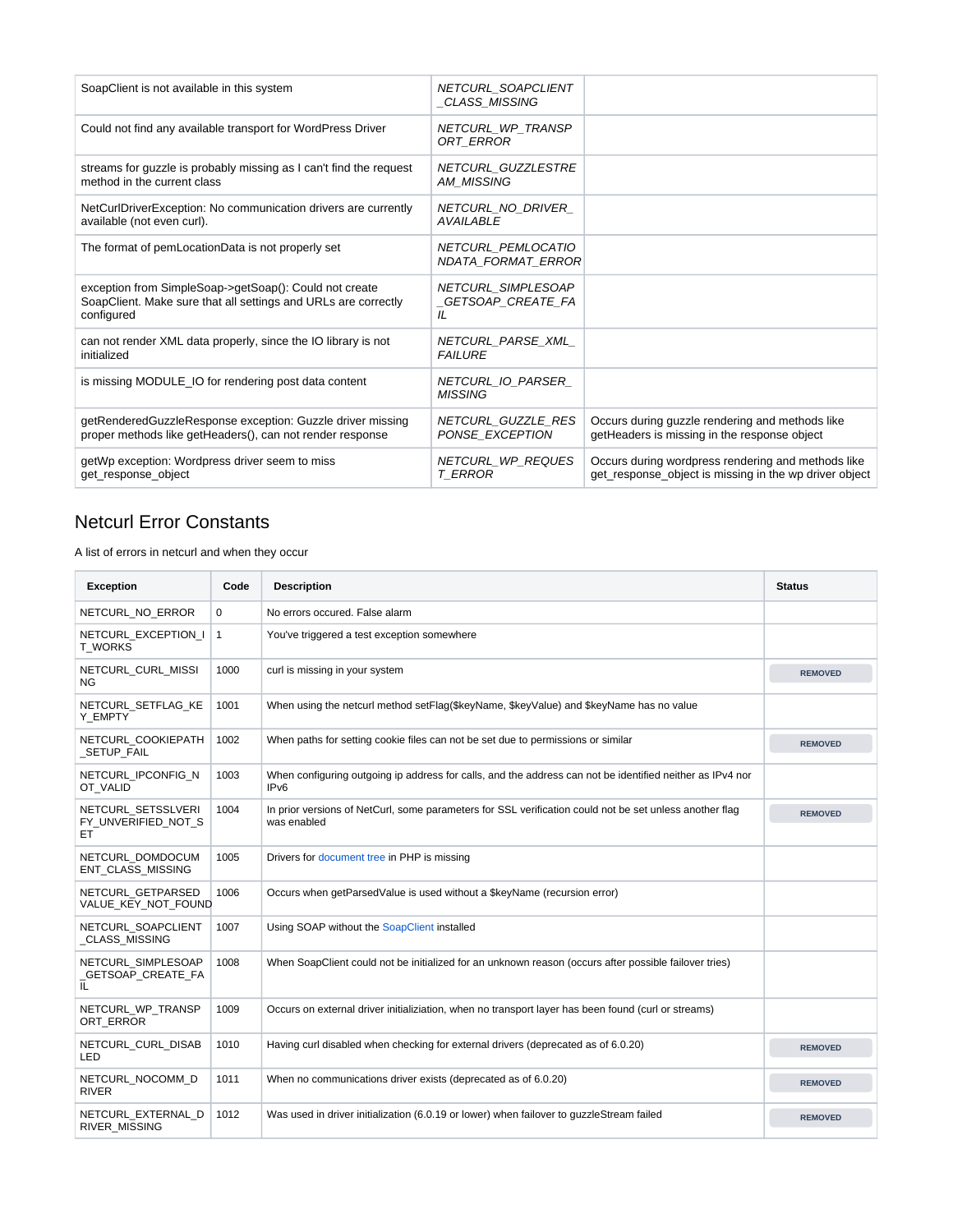| | | |
|---|---|---|
| SoapClient is not available in this system | *NETCURL_SOAPCLIENT_CLASS_MISSING* | |
| Could not find any available transport for WordPress Driver | *NETCURL_WP_TRANSPORT_ERROR* | |
| streams for guzzle is probably missing as I can't find the request method in the current class | *NETCURL_GUZZLESTREAM_MISSING* | |
| NetCurlDriverException: No communication drivers are currently available (not even curl). | *NETCURL_NO_DRIVER_AVAILABLE* | |
| The format of pemLocationData is not properly set | *NETCURL_PEMLOCATIONDATA_FORMAT_ERROR* | |
| exception from SimpleSoap->getSoap(): Could not create SoapClient. Make sure that all settings and URLs are correctly configured | *NETCURL_SIMPLESOAP_GETSOAP_CREATE_FAIL* | |
| can not render XML data properly, since the IO library is not initialized | *NETCURL_PARSE_XML_FAILURE* | |
| is missing MODULE_IO for rendering post data content | *NETCURL_IO_PARSER_MISSING* | |
| getRenderedGuzzleResponse exception: Guzzle driver missing proper methods like getHeaders(), can not render response | *NETCURL_GUZZLE_RESPONSE_EXCEPTION* | Occurs during guzzle rendering and methods like getHeaders is missing in the response object |
| getWp exception: Wordpress driver seem to miss get_response_object | *NETCURL_WP_REQUEST_ERROR* | Occurs during wordpress rendering and methods like get_response_object is missing in the wp driver object |

## Netcurl Error Constants

A list of errors in netcurl and when they occur

| Exception | Code | Description | Status |
|---|---|---|---|
| NETCURL_NO_ERROR | 0 | No errors occured. False alarm | |
| NETCURL_EXCEPTION_IT_WORKS | 1 | You've triggered a test exception somewhere | |
| NETCURL_CURL_MISSING | 1000 | curl is missing in your system | REMOVED |
| NETCURL_SETFLAG_KEY_EMPTY | 1001 | When using the netcurl method setFlag($keyName, $keyValue) and $keyName has no value | |
| NETCURL_COOKIEPATH_SETUP_FAIL | 1002 | When paths for setting cookie files can not be set due to permissions or similar | REMOVED |
| NETCURL_IPCONFIG_NOT_VALID | 1003 | When configuring outgoing ip address for calls, and the address can not be identified neither as IPv4 nor IPv6 | |
| NETCURL_SETSSLVERIFY_UNVERIFIED_NOT_SET | 1004 | In prior versions of NetCurl, some parameters for SSL verification could not be set unless another flag was enabled | REMOVED |
| NETCURL_DOMDOCUMENT_CLASS_MISSING | 1005 | Drivers for document tree in PHP is missing | |
| NETCURL_GETPARSEDVALUE_KEY_NOT_FOUND | 1006 | Occurs when getParsedValue is used without a $keyName (recursion error) | |
| NETCURL_SOAPCLIENT_CLASS_MISSING | 1007 | Using SOAP without the SoapClient installed | |
| NETCURL_SIMPLESOAP_GETSOAP_CREATE_FAIL | 1008 | When SoapClient could not be initialized for an unknown reason (occurs after possible failover tries) | |
| NETCURL_WP_TRANSPORT_ERROR | 1009 | Occurs on external driver initializiation, when no transport layer has been found (curl or streams) | |
| NETCURL_CURL_DISABLED | 1010 | Having curl disabled when checking for external drivers (deprecated as of 6.0.20) | REMOVED |
| NETCURL_NOCOMM_DRIVER | 1011 | When no communications driver exists (deprecated as of 6.0.20) | REMOVED |
| NETCURL_EXTERNAL_DRIVER_MISSING | 1012 | Was used in driver initialization (6.0.19 or lower) when failover to guzzleStream failed | REMOVED |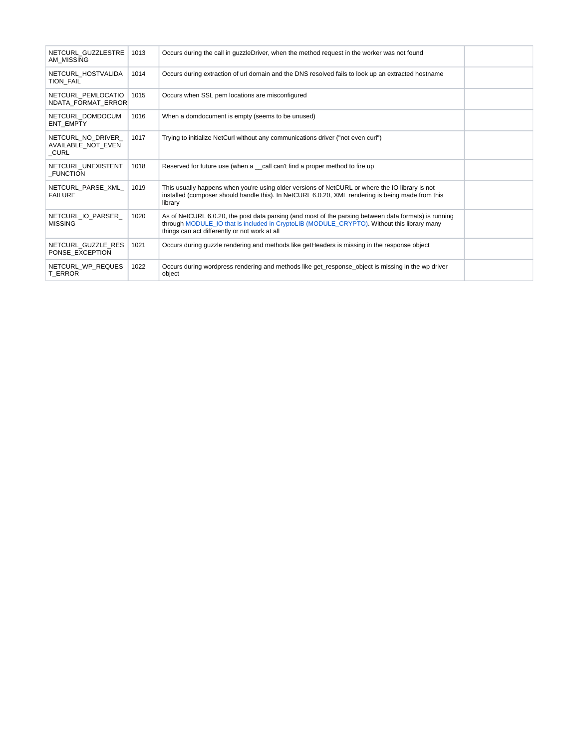| | | | |
|---|---|---|---|
| NETCURL_GUZZLESTREAM_MISSING | 1013 | Occurs during the call in guzzleDriver, when the method request in the worker was not found | |
| NETCURL_HOSTVALIDATION_FAIL | 1014 | Occurs during extraction of url domain and the DNS resolved fails to look up an extracted hostname | |
| NETCURL_PEMLOCATIONDATA_FORMAT_ERROR | 1015 | Occurs when SSL pem locations are misconfigured | |
| NETCURL_DOMDOCUMENT_EMPTY | 1016 | When a domdocument is empty (seems to be unused) | |
| NETCURL_NO_DRIVER_AVAILABLE_NOT_EVEN_CURL | 1017 | Trying to initialize NetCurl without any communications driver ("not even curl") | |
| NETCURL_UNEXISTENT_FUNCTION | 1018 | Reserved for future use (when a __call can't find a proper method to fire up | |
| NETCURL_PARSE_XML_FAILURE | 1019 | This usually happens when you're using older versions of NetCURL or where the IO library is not installed (composer should handle this). In NetCURL 6.0.20, XML rendering is being made from this library | |
| NETCURL_IO_PARSER_MISSING | 1020 | As of NetCURL 6.0.20, the post data parsing (and most of the parsing between data formats) is running through MODULE_IO that is included in CryptoLIB (MODULE_CRYPTO). Without this library many things can act differently or not work at all | |
| NETCURL_GUZZLE_RESPONSE_EXCEPTION | 1021 | Occurs during guzzle rendering and methods like getHeaders is missing in the response object | |
| NETCURL_WP_REQUEST_ERROR | 1022 | Occurs during wordpress rendering and methods like get_response_object is missing in the wp driver object | |